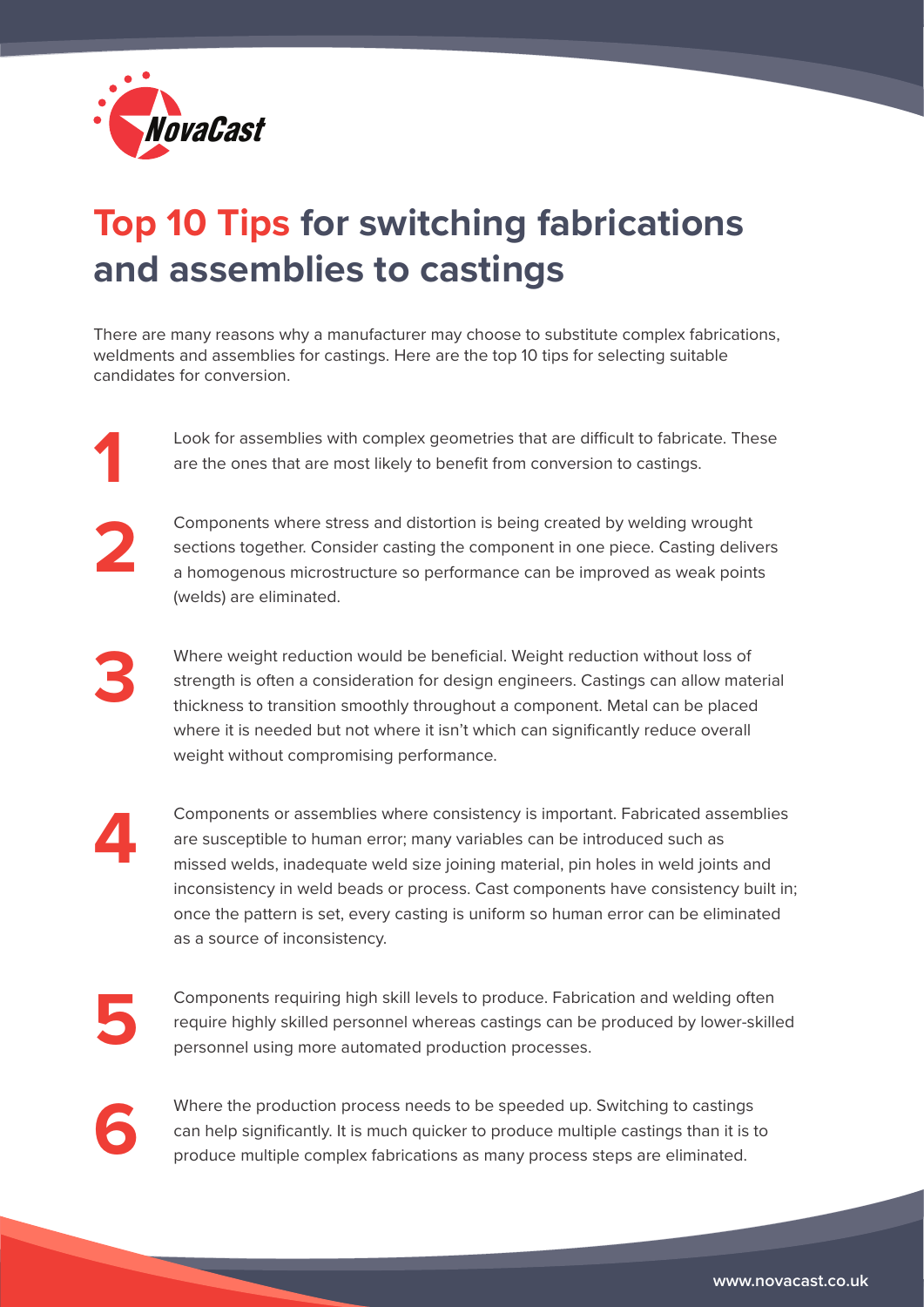# Top 10 Tips for switching fabrications and assemblies to castings

There are many reasons why a manufacturer may choose to substitute complex fabrications, weldments and assemblies for castings. Here are the top 10 tips for selecting suitable candidates for conversion.

**1** Look for assemblies with complex geometries that are difficult to fabricate. These are the ones that are most likely to benefit from conversion to castings.

**2** Components where stress and distortion is being created by welding wrought sections together. Consider casting the component in one piece. Casting delivers a homogenous microstructure so performance can be improved as weak points (welds) are eliminated.

**3** Where weight reduction would be beneficial. Weight reduction without loss of strength is often a consideration for design engineers. Castings can allow material thickness to transition smoothly throughout a component. Metal can be placed where it is needed but not where it isn't which can significantly reduce overall weight without compromising performance.

**4** Components or assemblies where consistency is important. Fabricated assemblies are susceptible to human error; many variables can be introduced such as missed welds, inadequate weld size joining material, pin holes in weld joints and inconsistency in weld beads or process. Cast components have consistency built in; once the pattern is set, every casting is uniform so human error can be eliminated as a source of inconsistency.

**5** Components requiring high skill levels to produce. Fabrication and welding often require highly skilled personnel whereas castings can be produced by lower-skilled personnel using more automated production processes.

**6** Where the production process needs to be speeded up. Switching to castings can help significantly. It is much quicker to produce multiple castings than it is to produce multiple complex fabrications as many process steps are eliminated.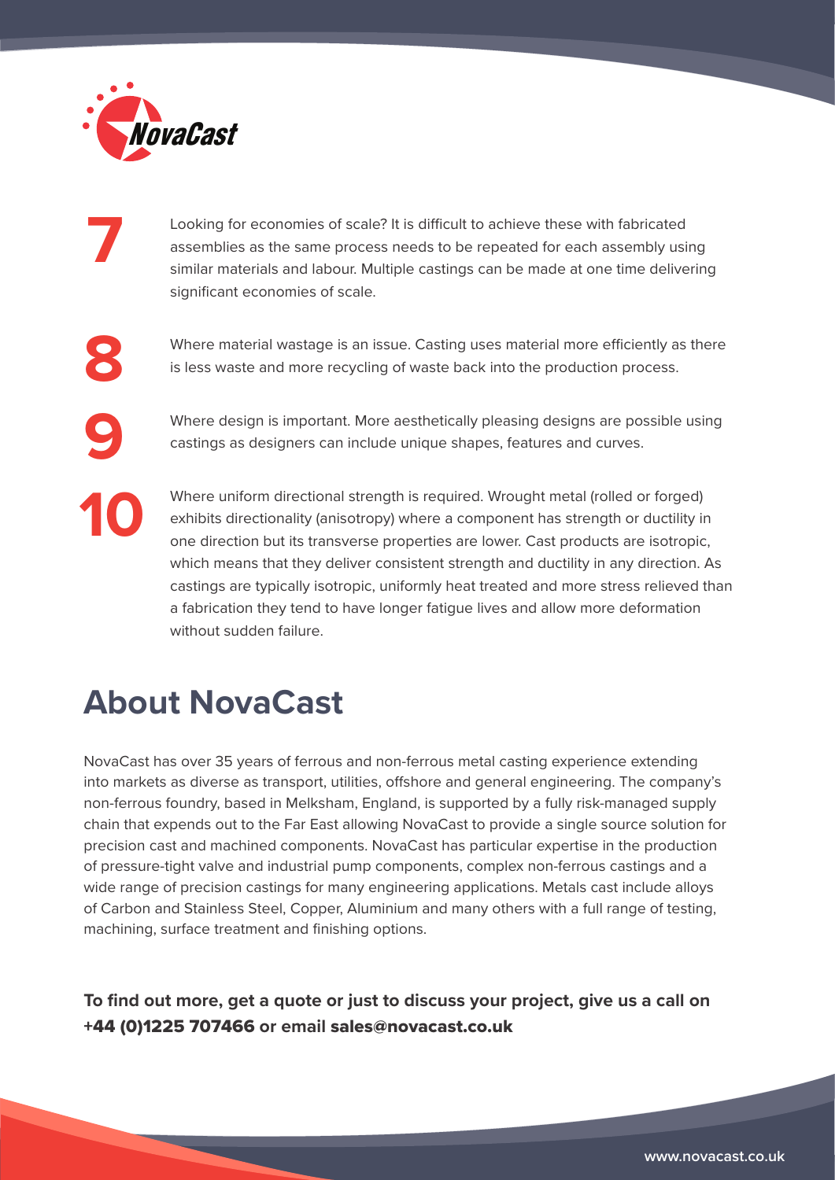**7**

Looking for economies of scale? It is difficult to achieve these with fabricated assemblies as the same process needs to be repeated for each assembly using similar materials and labour. Multiple castings can be made at one time delivering significant economies of scale.

**8**

Where material wastage is an issue. Casting uses material more efficiently as there is less waste and more recycling of waste back into the production process.

**9**

Where design is important. More aesthetically pleasing designs are possible using castings as designers can include unique shapes, features and curves.

**10**

Where uniform directional strength is required. Wrought metal (rolled or forged) exhibits directionality (anisotropy) where a component has strength or ductility in one direction but its transverse properties are lower. Cast products are isotropic, which means that they deliver consistent strength and ductility in any direction. As castings are typically isotropic, uniformly heat treated and more stress relieved than a fabrication they tend to have longer fatigue lives and allow more deformation without sudden failure.

## About NovaCast

NovaCast has over 35 years of ferrous and non-ferrous metal casting experience extending into markets as diverse as transport, utilities, offshore and general engineering. The company's non-ferrous foundry, based in Melksham, England, is supported by a fully risk-managed supply chain that expends out to the Far East allowing NovaCast to provide a single source solution for precision cast and machined components. NovaCast has particular expertise in the production of pressure-tight valve and industrial pump components, complex non-ferrous castings and a wide range of precision castings for many engineering applications. Metals cast include alloys of Carbon and Stainless Steel, Copper, Aluminium and many others with a full range of testing, machining, surface treatment and finishing options.

**To find out more, get a quote or just to discuss your project, give us a call on +44 (0)1225 707466 or email sales@novacast.co.uk**

www.novacast.co.uk